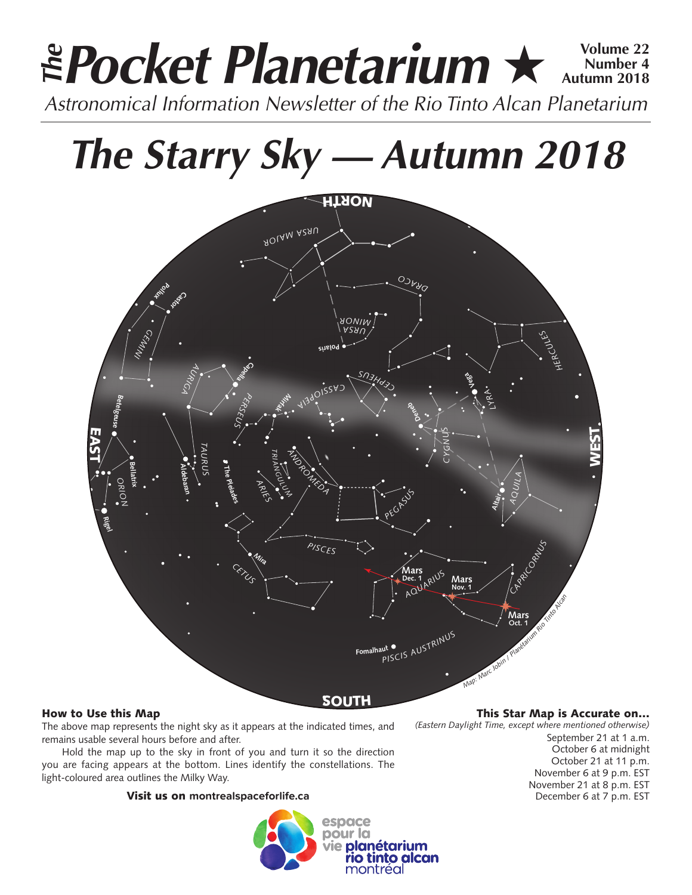# The Pocket Planetarium ★

Volume 22
Number 4
Autumn 2018

*Astronomical Information Newsletter of the Rio Tinto Alcan Planetarium*

# The Starry Sky — Autumn 2018

NORTH

SOUTH

EAST

WEST

URSA MAJOR, DRACO, URSA MINOR, Polaris, HERCULES, GEMINI, Pollux, Castor, AURIGA, Capella, PERSEUS, Mirfak, CASSIOPEIA, CEPHEUS, Vega, LYRA, Deneb, CYGNUS, Betelgeuse, Bellatrix, ORION, Rigel, Aldebaran, TAURUS, The Pleiades, TRIANGULUM, ARIES, ANDROMEDA, PEGASUS, AQUILA, Altair, PISCES, CETUS, Mira, Mars Dec. 1, AQUARIUS, Mars Nov. 1, CAPRICORNUS, Mars Oct. 1, Fomalhaut, PISCIS AUSTRINUS

*Map: Marc Jobin / Planétarium Rio Tinto Alcan*

### How to Use this Map

The above map represents the night sky as it appears at the indicated times, and remains usable several hours before and after.

Hold the map up to the sky in front of you and turn it so the direction you are facing appears at the bottom. Lines identify the constellations. The light-coloured area outlines the Milky Way.

**Visit us on montrealspaceforlife.ca**

### This Star Map is Accurate on…

*(Eastern Daylight Time, except where mentioned otherwise)*

September 21 at 1 a.m.
October 6 at midnight
October 21 at 11 p.m.
November 6 at 9 p.m. EST
November 21 at 8 p.m. EST
December 6 at 7 p.m. EST

espace pour la vie planétarium rio tinto alcan montréal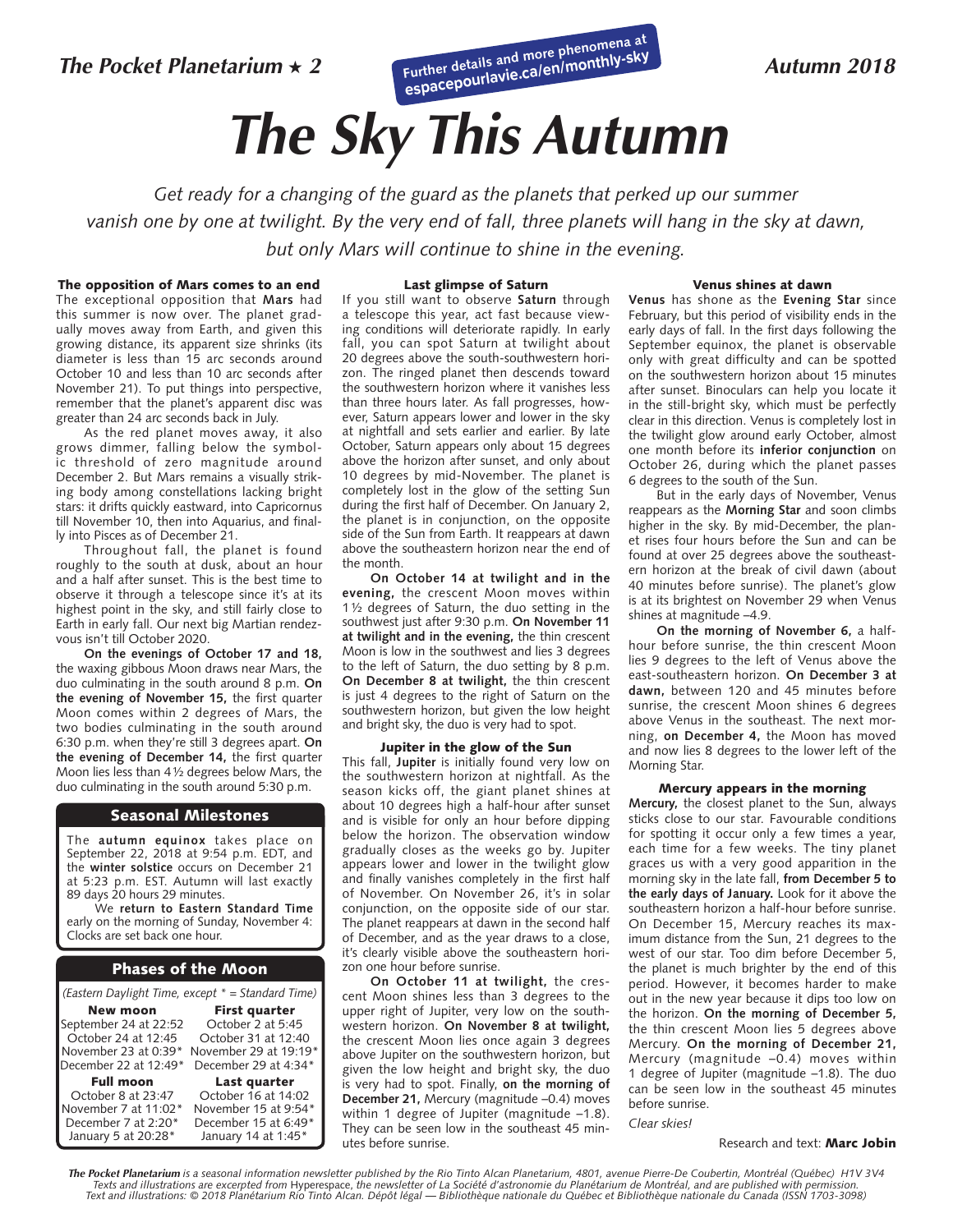Further details and more phenomena at espacepourlavie.ca/en/monthly-sky

# The Sky This Autumn

*Get ready for a changing of the guard as the planets that perked up our summer vanish one by one at twilight. By the very end of fall, three planets will hang in the sky at dawn, but only Mars will continue to shine in the evening.*

### The opposition of Mars comes to an end

The exceptional opposition that **Mars** had this summer is now over. The planet gradually moves away from Earth, and given this growing distance, its apparent size shrinks (its diameter is less than 15 arc seconds around October 10 and less than 10 arc seconds after November 21). To put things into perspective, remember that the planet's apparent disc was greater than 24 arc seconds back in July.

As the red planet moves away, it also grows dimmer, falling below the symbolic threshold of zero magnitude around December 2. But Mars remains a visually striking body among constellations lacking bright stars: it drifts quickly eastward, into Capricornus till November 10, then into Aquarius, and finally into Pisces as of December 21.

Throughout fall, the planet is found roughly to the south at dusk, about an hour and a half after sunset. This is the best time to observe it through a telescope since it's at its highest point in the sky, and still fairly close to Earth in early fall. Our next big Martian rendezvous isn't till October 2020.

**On the evenings of October 17 and 18,** the waxing gibbous Moon draws near Mars, the duo culminating in the south around 8 p.m. **On the evening of November 15,** the first quarter Moon comes within 2 degrees of Mars, the two bodies culminating in the south around 6:30 p.m. when they're still 3 degrees apart. **On the evening of December 14,** the first quarter Moon lies less than 4½ degrees below Mars, the duo culminating in the south around 5:30 p.m.

### Seasonal Milestones

The **autumn equinox** takes place on September 22, 2018 at 9:54 p.m. EDT, and the **winter solstice** occurs on December 21 at 5:23 p.m. EST. Autumn will last exactly 89 days 20 hours 29 minutes.

We **return to Eastern Standard Time** early on the morning of Sunday, November 4: Clocks are set back one hour.

### Phases of the Moon

*(Eastern Daylight Time, except * = Standard Time)*

| New moon | First quarter |
|---|---|
| September 24 at 22:52 | October 2 at 5:45 |
| October 24 at 12:45 | October 31 at 12:40 |
| November 23 at 0:39* | November 29 at 19:19* |
| December 22 at 12:49* | December 29 at 4:34* |
| **Full moon** | **Last quarter** |
| October 8 at 23:47 | October 16 at 14:02 |
| November 7 at 11:02* | November 15 at 9:54* |
| December 7 at 2:20* | December 15 at 6:49* |
| January 5 at 20:28* | January 14 at 1:45* |

### Last glimpse of Saturn

If you still want to observe **Saturn** through a telescope this year, act fast because viewing conditions will deteriorate rapidly. In early fall, you can spot Saturn at twilight about 20 degrees above the south-southwestern horizon. The ringed planet then descends toward the southwestern horizon where it vanishes less than three hours later. As fall progresses, however, Saturn appears lower and lower in the sky at nightfall and sets earlier and earlier. By late October, Saturn appears only about 15 degrees above the horizon after sunset, and only about 10 degrees by mid-November. The planet is completely lost in the glow of the setting Sun during the first half of December. On January 2, the planet is in conjunction, on the opposite side of the Sun from Earth. It reappears at dawn above the southeastern horizon near the end of the month.

**On October 14 at twilight and in the evening,** the crescent Moon moves within 1½ degrees of Saturn, the duo setting in the southwest just after 9:30 p.m. **On November 11 at twilight and in the evening,** the thin crescent Moon is low in the southwest and lies 3 degrees to the left of Saturn, the duo setting by 8 p.m. **On December 8 at twilight,** the thin crescent is just 4 degrees to the right of Saturn on the southwestern horizon, but given the low height and bright sky, the duo is very had to spot.

### Jupiter in the glow of the Sun

This fall, **Jupiter** is initially found very low on the southwestern horizon at nightfall. As the season kicks off, the giant planet shines at about 10 degrees high a half-hour after sunset and is visible for only an hour before dipping below the horizon. The observation window gradually closes as the weeks go by. Jupiter appears lower and lower in the twilight glow and finally vanishes completely in the first half of November. On November 26, it's in solar conjunction, on the opposite side of our star. The planet reappears at dawn in the second half of December, and as the year draws to a close, it's clearly visible above the southeastern horizon one hour before sunrise.

**On October 11 at twilight,** the crescent Moon shines less than 3 degrees to the upper right of Jupiter, very low on the southwestern horizon. **On November 8 at twilight,** the crescent Moon lies once again 3 degrees above Jupiter on the southwestern horizon, but given the low height and bright sky, the duo is very hard to spot. Finally, **on the morning of December 21,** Mercury (magnitude –0.4) moves within 1 degree of Jupiter (magnitude –1.8). They can be seen low in the southeast 45 minutes before sunrise.

### Venus shines at dawn

**Venus** has shone as the **Evening Star** since February, but this period of visibility ends in the early days of fall. In the first days following the September equinox, the planet is observable only with great difficulty and can be spotted on the southwestern horizon about 15 minutes after sunset. Binoculars can help you locate it in the still-bright sky, which must be perfectly clear in this direction. Venus is completely lost in the twilight glow around early October, almost one month before its **inferior conjunction** on October 26, during which the planet passes 6 degrees to the south of the Sun.

But in the early days of November, Venus reappears as the **Morning Star** and soon climbs higher in the sky. By mid-December, the planet rises four hours before the Sun and can be found at over 25 degrees above the southeastern horizon at the break of civil dawn (about 40 minutes before sunrise). The planet's glow is at its brightest on November 29 when Venus shines at magnitude –4.9.

**On the morning of November 6,** a half-hour before sunrise, the thin crescent Moon lies 9 degrees to the left of Venus above the east-southeastern horizon. **On December 3 at dawn,** between 120 and 45 minutes before sunrise, the crescent Moon shines 6 degrees above Venus in the southeast. The next morning, **on December 4,** the Moon has moved and now lies 8 degrees to the lower left of the Morning Star.

### Mercury appears in the morning

**Mercury,** the closest planet to the Sun, always sticks close to our star. Favourable conditions for spotting it occur only a few times a year, each time for a few weeks. The tiny planet graces us with a very good apparition in the morning sky in the late fall, **from December 5 to the early days of January.** Look for it above the southeastern horizon a half-hour before sunrise. On December 15, Mercury reaches its maximum distance from the Sun, 21 degrees to the west of our star. Too dim before December 5, the planet is much brighter by the end of this period. However, it becomes harder to make out in the new year because it dips too low on the horizon. **On the morning of December 5,** the thin crescent Moon lies 5 degrees above Mercury. **On the morning of December 21,** Mercury (magnitude –0.4) moves within 1 degree of Jupiter (magnitude –1.8). The duo can be seen low in the southeast 45 minutes before sunrise.

*Clear skies!*

Research and text: **Marc Jobin**

***The Pocket Planetarium*** *is a seasonal information newsletter published by the Rio Tinto Alcan Planetarium, 4801, avenue Pierre-De Coubertin, Montréal (Québec) H1V 3V4*
*Texts and illustrations are excerpted from* Hyperespace, *the newsletter of La Société d'astronomie du Planétarium de Montréal, and are published with permission.*
*Text and illustrations: © 2018 Planétarium Rio Tinto Alcan. Dépôt légal — Bibliothèque nationale du Québec et Bibliothèque nationale du Canada (ISSN 1703-3098)*